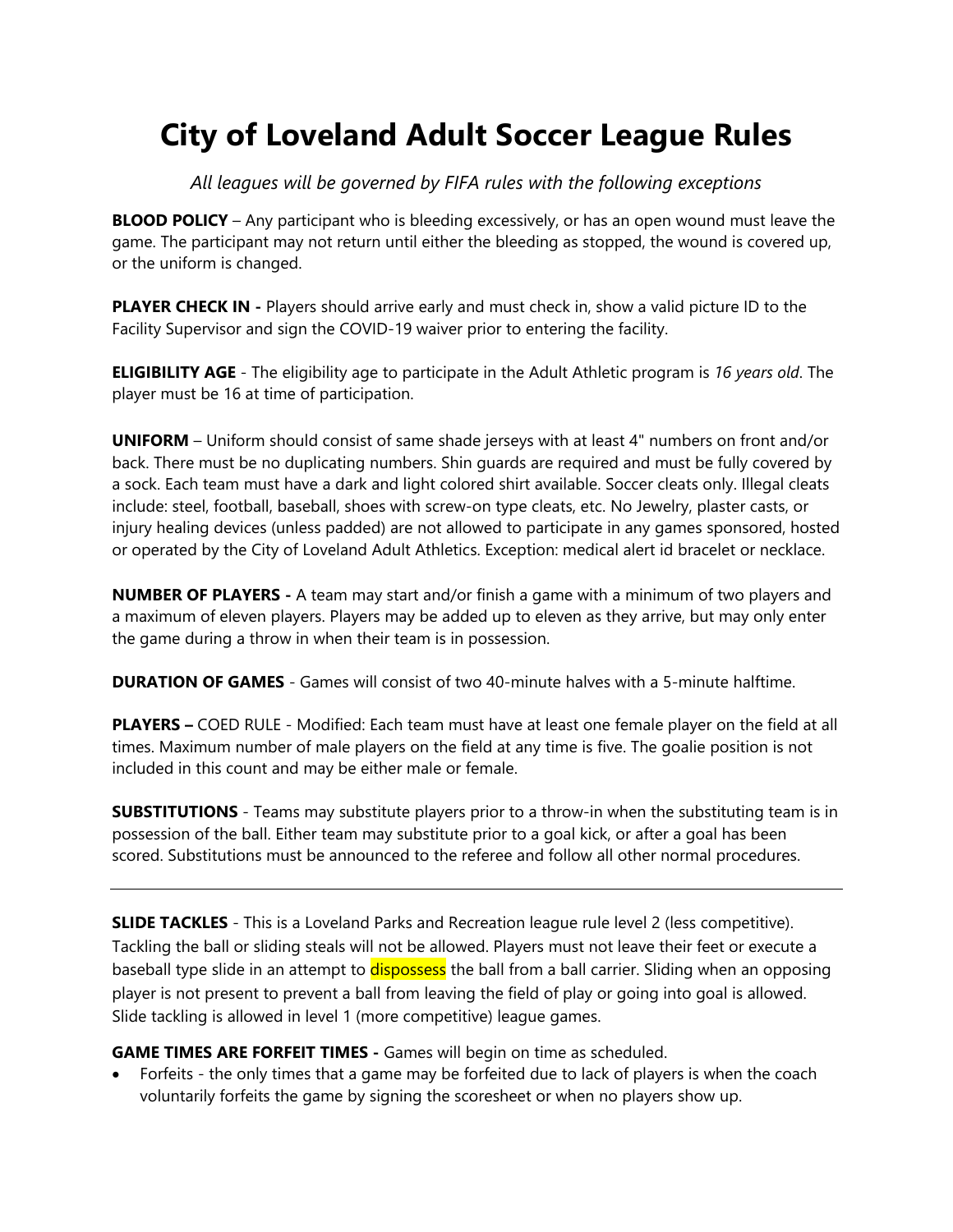# City of Loveland Adult Soccer League Rules

*All leagues will be governed by FIFA rules with the following exceptions*

**BLOOD POLICY** – Any participant who is bleeding excessively, or has an open wound must leave the game. The participant may not return until either the bleeding as stopped, the wound is covered up, or the uniform is changed.

**PLAYER CHECK IN -** Players should arrive early and must check in, show a valid picture ID to the Facility Supervisor and sign the COVID-19 waiver prior to entering the facility.

**ELIGIBILITY AGE** - The eligibility age to participate in the Adult Athletic program is *16 years old*. The player must be 16 at time of participation.

**UNIFORM** – Uniform should consist of same shade jerseys with at least 4" numbers on front and/or back. There must be no duplicating numbers. Shin guards are required and must be fully covered by a sock. Each team must have a dark and light colored shirt available. Soccer cleats only. Illegal cleats include: steel, football, baseball, shoes with screw-on type cleats, etc. No Jewelry, plaster casts, or injury healing devices (unless padded) are not allowed to participate in any games sponsored, hosted or operated by the City of Loveland Adult Athletics. Exception: medical alert id bracelet or necklace.

**NUMBER OF PLAYERS -** A team may start and/or finish a game with a minimum of two players and a maximum of eleven players. Players may be added up to eleven as they arrive, but may only enter the game during a throw in when their team is in possession.

**DURATION OF GAMES** - Games will consist of two 40-minute halves with a 5-minute halftime.

**PLAYERS –** COED RULE - Modified: Each team must have at least one female player on the field at all times. Maximum number of male players on the field at any time is five. The goalie position is not included in this count and may be either male or female.

**SUBSTITUTIONS** - Teams may substitute players prior to a throw-in when the substituting team is in possession of the ball. Either team may substitute prior to a goal kick, or after a goal has been scored. Substitutions must be announced to the referee and follow all other normal procedures.

---

**SLIDE TACKLES** - This is a Loveland Parks and Recreation league rule level 2 (less competitive). Tackling the ball or sliding steals will not be allowed. Players must not leave their feet or execute a baseball type slide in an attempt to dispossess the ball from a ball carrier. Sliding when an opposing player is not present to prevent a ball from leaving the field of play or going into goal is allowed. Slide tackling is allowed in level 1 (more competitive) league games.

**GAME TIMES ARE FORFEIT TIMES -** Games will begin on time as scheduled.

- Forfeits - the only times that a game may be forfeited due to lack of players is when the coach voluntarily forfeits the game by signing the scoresheet or when no players show up.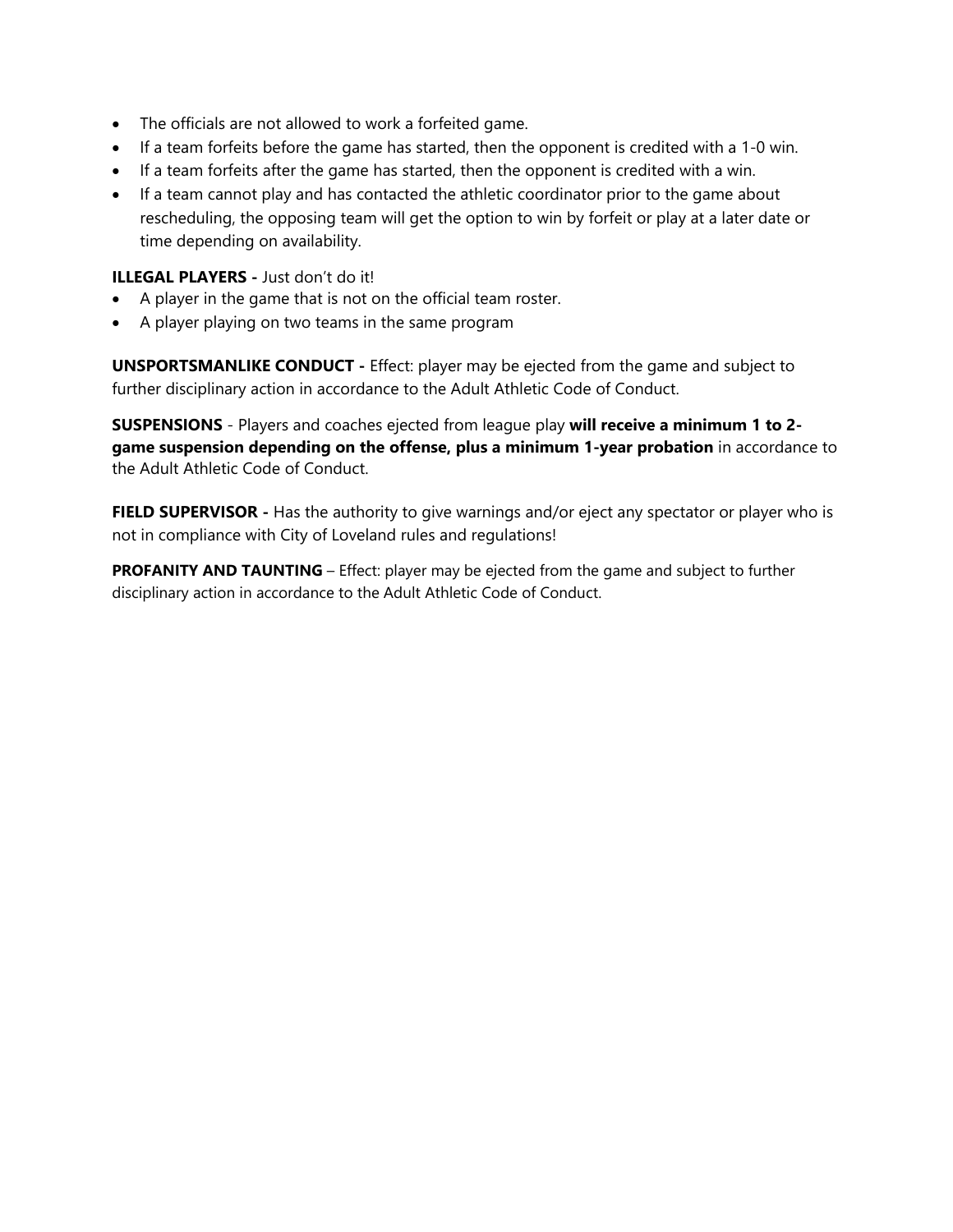- The officials are not allowed to work a forfeited game.
- If a team forfeits before the game has started, then the opponent is credited with a 1-0 win.
- If a team forfeits after the game has started, then the opponent is credited with a win.
- If a team cannot play and has contacted the athletic coordinator prior to the game about rescheduling, the opposing team will get the option to win by forfeit or play at a later date or time depending on availability.

**ILLEGAL PLAYERS -** Just don't do it!

- A player in the game that is not on the official team roster.
- A player playing on two teams in the same program

**UNSPORTSMANLIKE CONDUCT -** Effect: player may be ejected from the game and subject to further disciplinary action in accordance to the Adult Athletic Code of Conduct.

**SUSPENSIONS** - Players and coaches ejected from league play **will receive a minimum 1 to 2-game suspension depending on the offense, plus a minimum 1-year probation** in accordance to the Adult Athletic Code of Conduct.

**FIELD SUPERVISOR -** Has the authority to give warnings and/or eject any spectator or player who is not in compliance with City of Loveland rules and regulations!

**PROFANITY AND TAUNTING** – Effect: player may be ejected from the game and subject to further disciplinary action in accordance to the Adult Athletic Code of Conduct.